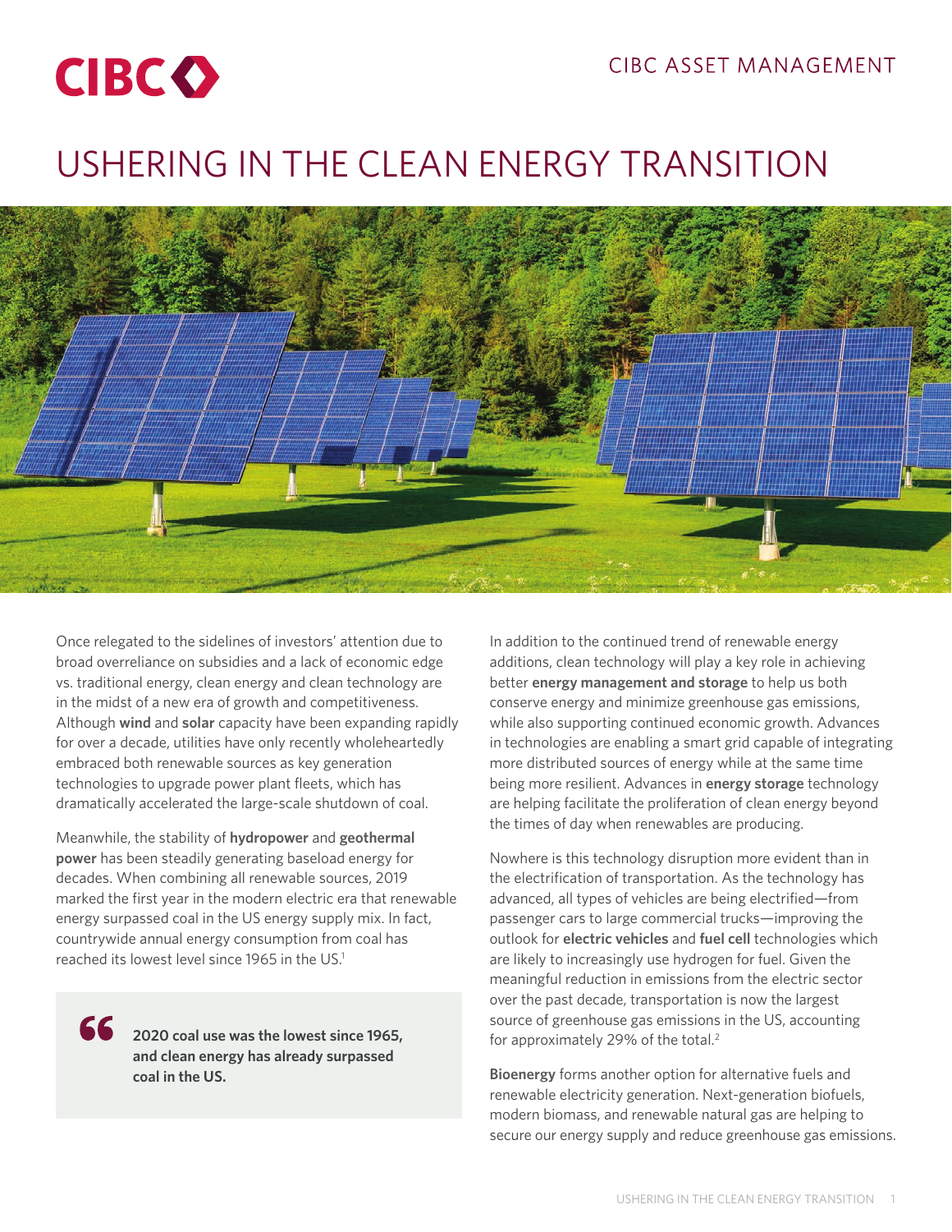CIBC

CIBC ASSET MANAGEMENT

# USHERING IN THE CLEAN ENERGY TRANSITION

Once relegated to the sidelines of investors' attention due to broad overreliance on subsidies and a lack of economic edge vs. traditional energy, clean energy and clean technology are in the midst of a new era of growth and competitiveness. Although **wind** and **solar** capacity have been expanding rapidly for over a decade, utilities have only recently wholeheartedly embraced both renewable sources as key generation technologies to upgrade power plant fleets, which has dramatically accelerated the large-scale shutdown of coal.

Meanwhile, the stability of **hydropower** and **geothermal power** has been steadily generating baseload energy for decades. When combining all renewable sources, 2019 marked the first year in the modern electric era that renewable energy surpassed coal in the US energy supply mix. In fact, countrywide annual energy consumption from coal has reached its lowest level since 1965 in the US.[1]

> **2020 coal use was the lowest since 1965, and clean energy has already surpassed coal in the US.**

In addition to the continued trend of renewable energy additions, clean technology will play a key role in achieving better **energy management and storage** to help us both conserve energy and minimize greenhouse gas emissions, while also supporting continued economic growth. Advances in technologies are enabling a smart grid capable of integrating more distributed sources of energy while at the same time being more resilient. Advances in **energy storage** technology are helping facilitate the proliferation of clean energy beyond the times of day when renewables are producing.

Nowhere is this technology disruption more evident than in the electrification of transportation. As the technology has advanced, all types of vehicles are being electrified—from passenger cars to large commercial trucks—improving the outlook for **electric vehicles** and **fuel cell** technologies which are likely to increasingly use hydrogen for fuel. Given the meaningful reduction in emissions from the electric sector over the past decade, transportation is now the largest source of greenhouse gas emissions in the US, accounting for approximately 29% of the total.[2]

**Bioenergy** forms another option for alternative fuels and renewable electricity generation. Next-generation biofuels, modern biomass, and renewable natural gas are helping to secure our energy supply and reduce greenhouse gas emissions.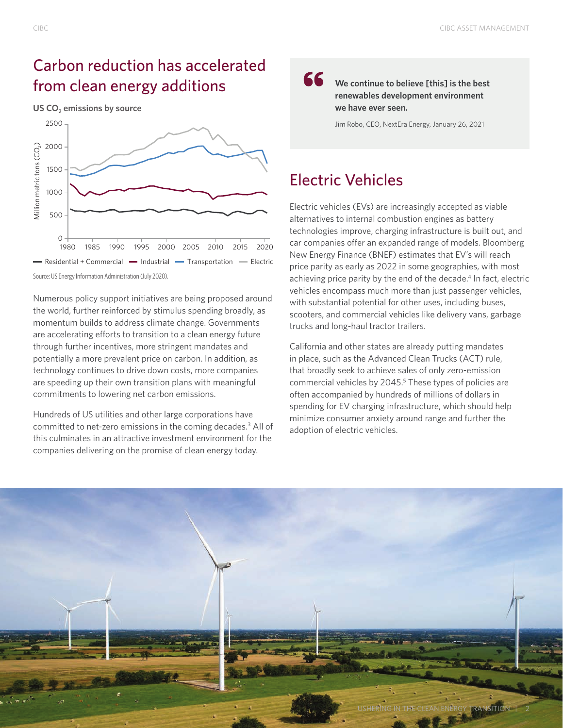## Carbon reduction has accelerated from clean energy additions

**US $CO_2$ emissions by source**

Source: US Energy Information Administration (July 2020).

Numerous policy support initiatives are being proposed around the world, further reinforced by stimulus spending broadly, as momentum builds to address climate change. Governments are accelerating efforts to transition to a clean energy future through further incentives, more stringent mandates and potentially a more prevalent price on carbon. In addition, as technology continues to drive down costs, more companies are speeding up their own transition plans with meaningful commitments to lowering net carbon emissions.

Hundreds of US utilities and other large corporations have committed to net-zero emissions in the coming decades.[3] All of this culminates in an attractive investment environment for the companies delivering on the promise of clean energy today.

> **We continue to believe [this] is the best renewables development environment we have ever seen.**
>
> Jim Robo, CEO, NextEra Energy, January 26, 2021

## Electric Vehicles

Electric vehicles (EVs) are increasingly accepted as viable alternatives to internal combustion engines as battery technologies improve, charging infrastructure is built out, and car companies offer an expanded range of models. Bloomberg New Energy Finance (BNEF) estimates that EV's will reach price parity as early as 2022 in some geographies, with most achieving price parity by the end of the decade.[4] In fact, electric vehicles encompass much more than just passenger vehicles, with substantial potential for other uses, including buses, scooters, and commercial vehicles like delivery vans, garbage trucks and long-haul tractor trailers.

California and other states are already putting mandates in place, such as the Advanced Clean Trucks (ACT) rule, that broadly seek to achieve sales of only zero-emission commercial vehicles by 2045.[5] These types of policies are often accompanied by hundreds of millions of dollars in spending for EV charging infrastructure, which should help minimize consumer anxiety around range and further the adoption of electric vehicles.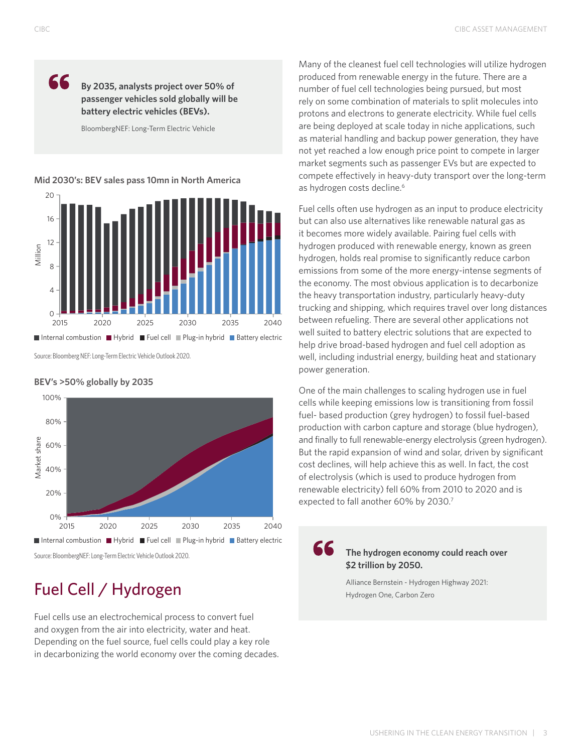> **By 2035, analysts project over 50% of passenger vehicles sold globally will be battery electric vehicles (BEVs).**
>
> BloombergNEF: Long-Term Electric Vehicle

**Mid 2030's: BEV sales pass 10mn in North America**

Internal combustion | Hybrid | Fuel cell | Plug-in hybrid | Battery electric

Source: Bloomberg NEF: Long-Term Electric Vehicle Outlook 2020.

**BEV's >50% globally by 2035**

Internal combustion | Hybrid | Fuel cell | Plug-in hybrid | Battery electric

Source: BloombergNEF: Long-Term Electric Vehicle Outlook 2020.

# Fuel Cell / Hydrogen

Fuel cells use an electrochemical process to convert fuel and oxygen from the air into electricity, water and heat. Depending on the fuel source, fuel cells could play a key role in decarbonizing the world economy over the coming decades.

Many of the cleanest fuel cell technologies will utilize hydrogen produced from renewable energy in the future. There are a number of fuel cell technologies being pursued, but most rely on some combination of materials to split molecules into protons and electrons to generate electricity. While fuel cells are being deployed at scale today in niche applications, such as material handling and backup power generation, they have not yet reached a low enough price point to compete in larger market segments such as passenger EVs but are expected to compete effectively in heavy-duty transport over the long-term as hydrogen costs decline.[6]

Fuel cells often use hydrogen as an input to produce electricity but can also use alternatives like renewable natural gas as it becomes more widely available. Pairing fuel cells with hydrogen produced with renewable energy, known as green hydrogen, holds real promise to significantly reduce carbon emissions from some of the more energy-intense segments of the economy. The most obvious application is to decarbonize the heavy transportation industry, particularly heavy-duty trucking and shipping, which requires travel over long distances between refueling. There are several other applications not well suited to battery electric solutions that are expected to help drive broad-based hydrogen and fuel cell adoption as well, including industrial energy, building heat and stationary power generation.

One of the main challenges to scaling hydrogen use in fuel cells while keeping emissions low is transitioning from fossil fuel- based production (grey hydrogen) to fossil fuel-based production with carbon capture and storage (blue hydrogen), and finally to full renewable-energy electrolysis (green hydrogen). But the rapid expansion of wind and solar, driven by significant cost declines, will help achieve this as well. In fact, the cost of electrolysis (which is used to produce hydrogen from renewable electricity) fell 60% from 2010 to 2020 and is expected to fall another 60% by 2030.[7]

> **The hydrogen economy could reach over $2 trillion by 2050.**
>
> Alliance Bernstein - Hydrogen Highway 2021: Hydrogen One, Carbon Zero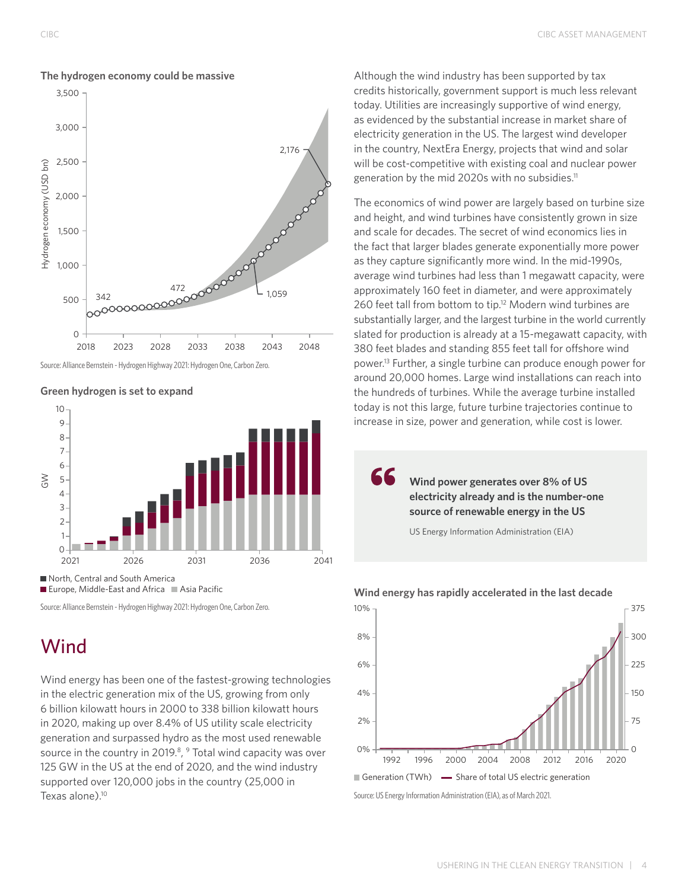**The hydrogen economy could be massive**

Source: Alliance Bernstein - Hydrogen Highway 2021: Hydrogen One, Carbon Zero.

**Green hydrogen is set to expand**

Source: Alliance Bernstein - Hydrogen Highway 2021: Hydrogen One, Carbon Zero.

# Wind

Wind energy has been one of the fastest-growing technologies in the electric generation mix of the US, growing from only 6 billion kilowatt hours in 2000 to 338 billion kilowatt hours in 2020, making up over 8.4% of US utility scale electricity generation and surpassed hydro as the most used renewable source in the country in 2019.[8], [9] Total wind capacity was over 125 GW in the US at the end of 2020, and the wind industry supported over 120,000 jobs in the country (25,000 in Texas alone).[10]

Although the wind industry has been supported by tax credits historically, government support is much less relevant today. Utilities are increasingly supportive of wind energy, as evidenced by the substantial increase in market share of electricity generation in the US. The largest wind developer in the country, NextEra Energy, projects that wind and solar will be cost-competitive with existing coal and nuclear power generation by the mid 2020s with no subsidies.[11]

The economics of wind power are largely based on turbine size and height, and wind turbines have consistently grown in size and scale for decades. The secret of wind economics lies in the fact that larger blades generate exponentially more power as they capture significantly more wind. In the mid-1990s, average wind turbines had less than 1 megawatt capacity, were approximately 160 feet in diameter, and were approximately 260 feet tall from bottom to tip.[12] Modern wind turbines are substantially larger, and the largest turbine in the world currently slated for production is already at a 15-megawatt capacity, with 380 feet blades and standing 855 feet tall for offshore wind power.[13] Further, a single turbine can produce enough power for around 20,000 homes. Large wind installations can reach into the hundreds of turbines. While the average turbine installed today is not this large, future turbine trajectories continue to increase in size, power and generation, while cost is lower.

> **Wind power generates over 8% of US electricity already and is the number-one source of renewable energy in the US**
>
> US Energy Information Administration (EIA)

**Wind energy has rapidly accelerated in the last decade**

Source: US Energy Information Administration (EIA), as of March 2021.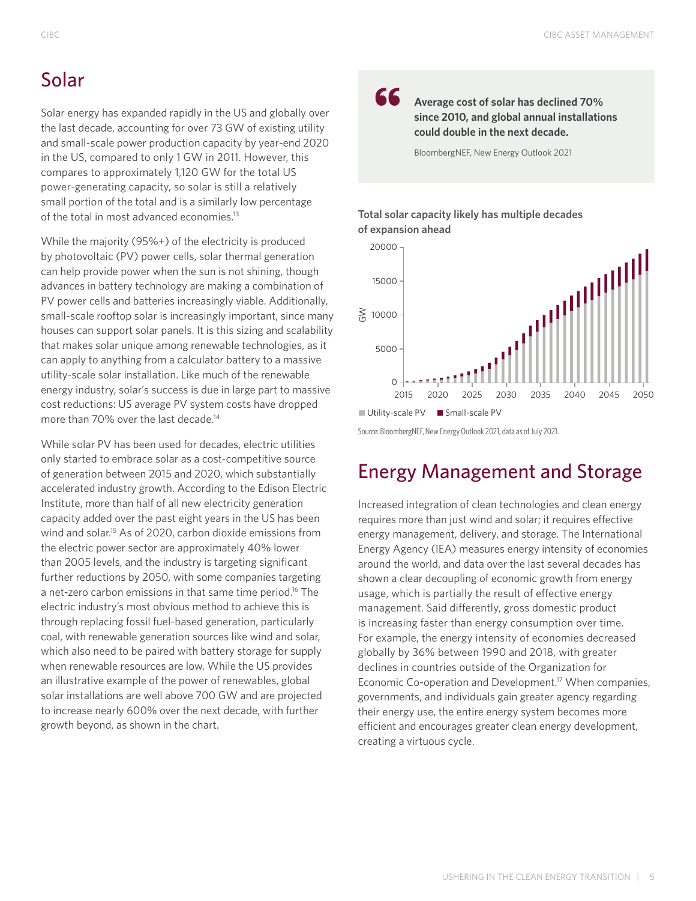## Solar

Solar energy has expanded rapidly in the US and globally over the last decade, accounting for over 73 GW of existing utility and small-scale power production capacity by year-end 2020 in the US, compared to only 1 GW in 2011. However, this compares to approximately 1,120 GW for the total US power-generating capacity, so solar is still a relatively small portion of the total and is a similarly low percentage of the total in most advanced economies.[13]

While the majority (95%+) of the electricity is produced by photovoltaic (PV) power cells, solar thermal generation can help provide power when the sun is not shining, though advances in battery technology are making a combination of PV power cells and batteries increasingly viable. Additionally, small-scale rooftop solar is increasingly important, since many houses can support solar panels. It is this sizing and scalability that makes solar unique among renewable technologies, as it can apply to anything from a calculator battery to a massive utility-scale solar installation. Like much of the renewable energy industry, solar's success is due in large part to massive cost reductions: US average PV system costs have dropped more than 70% over the last decade.[14]

While solar PV has been used for decades, electric utilities only started to embrace solar as a cost-competitive source of generation between 2015 and 2020, which substantially accelerated industry growth. According to the Edison Electric Institute, more than half of all new electricity generation capacity added over the past eight years in the US has been wind and solar.[15] As of 2020, carbon dioxide emissions from the electric power sector are approximately 40% lower than 2005 levels, and the industry is targeting significant further reductions by 2050, with some companies targeting a net-zero carbon emissions in that same time period.[16] The electric industry's most obvious method to achieve this is through replacing fossil fuel-based generation, particularly coal, with renewable generation sources like wind and solar, which also need to be paired with battery storage for supply when renewable resources are low. While the US provides an illustrative example of the power of renewables, global solar installations are well above 700 GW and are projected to increase nearly 600% over the next decade, with further growth beyond, as shown in the chart.

> **Average cost of solar has declined 70% since 2010, and global annual installations could double in the next decade.**
>
> BloombergNEF, New Energy Outlook 2021

**Total solar capacity likely has multiple decades of expansion ahead**

Source: BloombergNEF, New Energy Outlook 2021, data as of July 2021.

## Energy Management and Storage

Increased integration of clean technologies and clean energy requires more than just wind and solar; it requires effective energy management, delivery, and storage. The International Energy Agency (IEA) measures energy intensity of economies around the world, and data over the last several decades has shown a clear decoupling of economic growth from energy usage, which is partially the result of effective energy management. Said differently, gross domestic product is increasing faster than energy consumption over time. For example, the energy intensity of economies decreased globally by 36% between 1990 and 2018, with greater declines in countries outside of the Organization for Economic Co-operation and Development.[17] When companies, governments, and individuals gain greater agency regarding their energy use, the entire energy system becomes more efficient and encourages greater clean energy development, creating a virtuous cycle.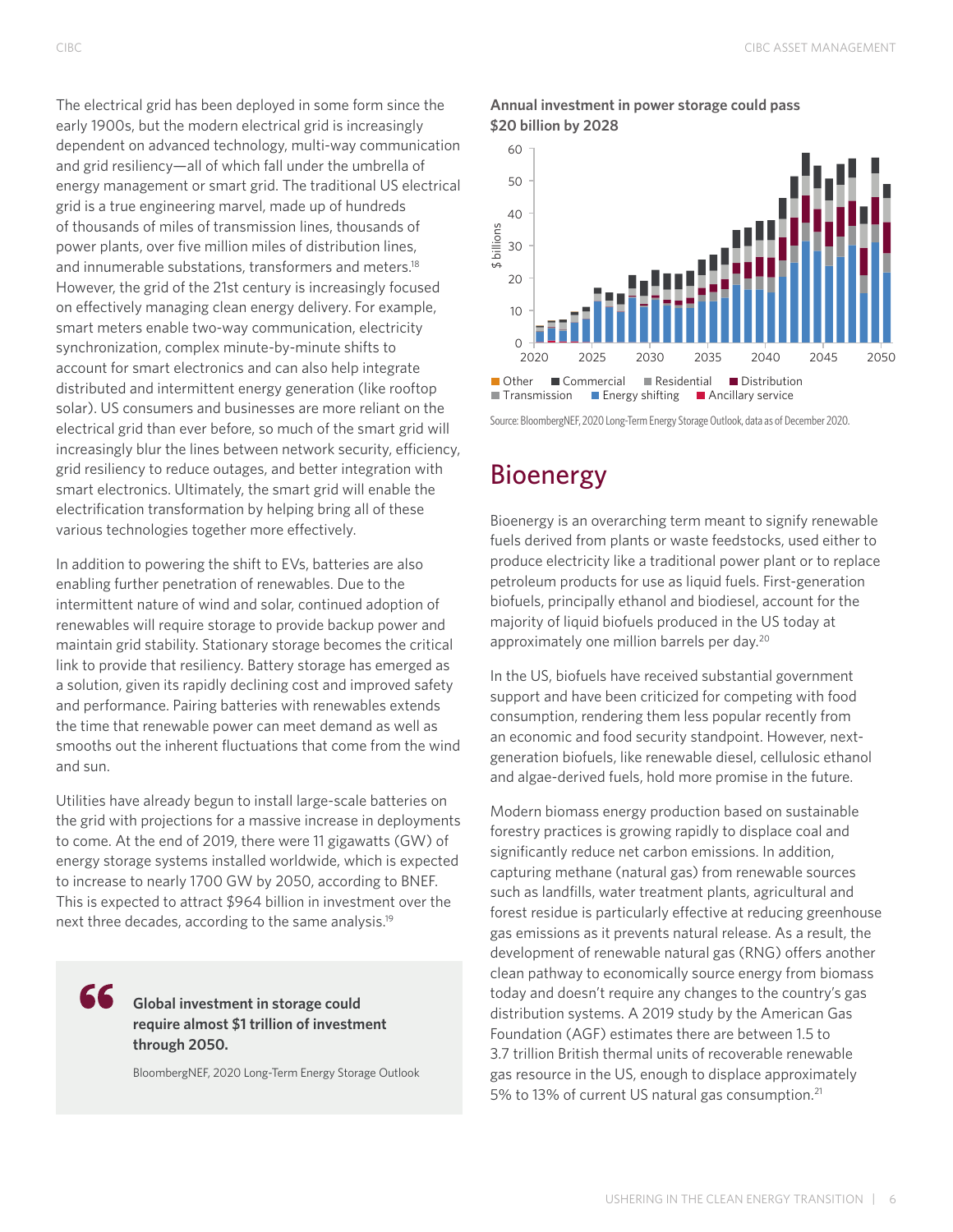The electrical grid has been deployed in some form since the early 1900s, but the modern electrical grid is increasingly dependent on advanced technology, multi-way communication and grid resiliency—all of which fall under the umbrella of energy management or smart grid. The traditional US electrical grid is a true engineering marvel, made up of hundreds of thousands of miles of transmission lines, thousands of power plants, over five million miles of distribution lines, and innumerable substations, transformers and meters.[18] However, the grid of the 21st century is increasingly focused on effectively managing clean energy delivery. For example, smart meters enable two-way communication, electricity synchronization, complex minute-by-minute shifts to account for smart electronics and can also help integrate distributed and intermittent energy generation (like rooftop solar). US consumers and businesses are more reliant on the electrical grid than ever before, so much of the smart grid will increasingly blur the lines between network security, efficiency, grid resiliency to reduce outages, and better integration with smart electronics. Ultimately, the smart grid will enable the electrification transformation by helping bring all of these various technologies together more effectively.

In addition to powering the shift to EVs, batteries are also enabling further penetration of renewables. Due to the intermittent nature of wind and solar, continued adoption of renewables will require storage to provide backup power and maintain grid stability. Stationary storage becomes the critical link to provide that resiliency. Battery storage has emerged as a solution, given its rapidly declining cost and improved safety and performance. Pairing batteries with renewables extends the time that renewable power can meet demand as well as smooths out the inherent fluctuations that come from the wind and sun.

Utilities have already begun to install large-scale batteries on the grid with projections for a massive increase in deployments to come. At the end of 2019, there were 11 gigawatts (GW) of energy storage systems installed worldwide, which is expected to increase to nearly 1700 GW by 2050, according to BNEF. This is expected to attract $964 billion in investment over the next three decades, according to the same analysis.[19]

> **Global investment in storage could require almost $1 trillion of investment through 2050.**
>
> BloombergNEF, 2020 Long-Term Energy Storage Outlook

**Annual investment in power storage could pass $20 billion by 2028**

Source: BloombergNEF, 2020 Long-Term Energy Storage Outlook, data as of December 2020.

## Bioenergy

Bioenergy is an overarching term meant to signify renewable fuels derived from plants or waste feedstocks, used either to produce electricity like a traditional power plant or to replace petroleum products for use as liquid fuels. First-generation biofuels, principally ethanol and biodiesel, account for the majority of liquid biofuels produced in the US today at approximately one million barrels per day.[20]

In the US, biofuels have received substantial government support and have been criticized for competing with food consumption, rendering them less popular recently from an economic and food security standpoint. However, next-generation biofuels, like renewable diesel, cellulosic ethanol and algae-derived fuels, hold more promise in the future.

Modern biomass energy production based on sustainable forestry practices is growing rapidly to displace coal and significantly reduce net carbon emissions. In addition, capturing methane (natural gas) from renewable sources such as landfills, water treatment plants, agricultural and forest residue is particularly effective at reducing greenhouse gas emissions as it prevents natural release. As a result, the development of renewable natural gas (RNG) offers another clean pathway to economically source energy from biomass today and doesn't require any changes to the country's gas distribution systems. A 2019 study by the American Gas Foundation (AGF) estimates there are between 1.5 to 3.7 trillion British thermal units of recoverable renewable gas resource in the US, enough to displace approximately 5% to 13% of current US natural gas consumption.[21]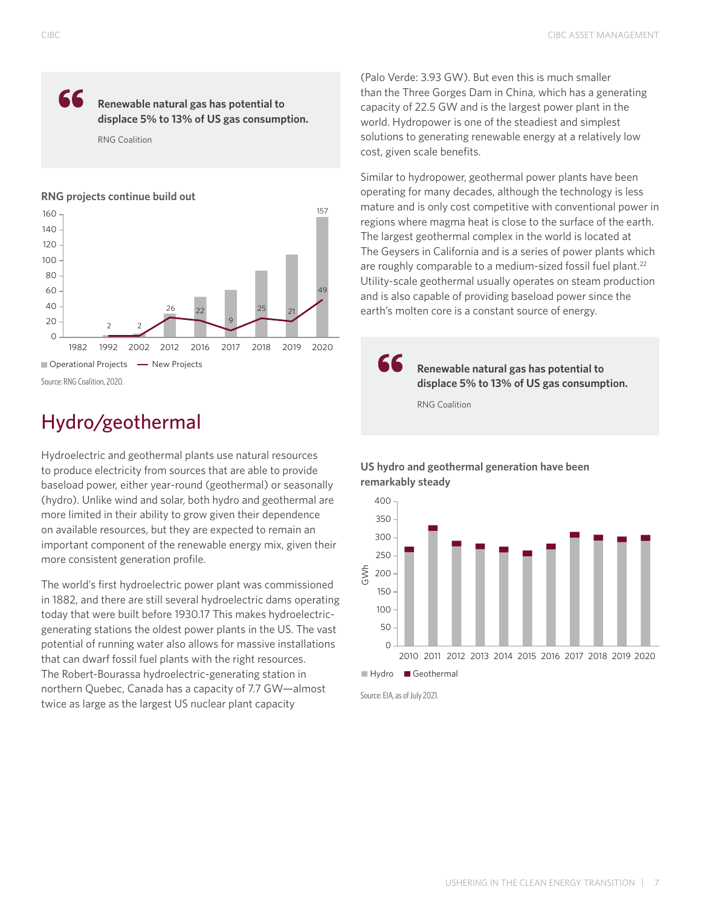> Renewable natural gas has potential to displace 5% to 13% of US gas consumption.
>
> RNG Coalition

**RNG projects continue build out**

| Year | Operational Projects | New Projects |
|---|---|---|
| 1982 | | |
| 1992 | | 2 |
| 2002 | | 2 |
| 2012 | | 26 |
| 2016 | | 22 |
| 2017 | | 9 |
| 2018 | | 25 |
| 2019 | | 21 |
| 2020 | 157 | 49 |

Source: RNG Coalition, 2020.

## Hydro/geothermal

Hydroelectric and geothermal plants use natural resources to produce electricity from sources that are able to provide baseload power, either year-round (geothermal) or seasonally (hydro). Unlike wind and solar, both hydro and geothermal are more limited in their ability to grow given their dependence on available resources, but they are expected to remain an important component of the renewable energy mix, given their more consistent generation profile.

The world's first hydroelectric power plant was commissioned in 1882, and there are still several hydroelectric dams operating today that were built before 1930.17 This makes hydroelectric-generating stations the oldest power plants in the US. The vast potential of running water also allows for massive installations that can dwarf fossil fuel plants with the right resources. The Robert-Bourassa hydroelectric-generating station in northern Quebec, Canada has a capacity of 7.7 GW—almost twice as large as the largest US nuclear plant capacity (Palo Verde: 3.93 GW). But even this is much smaller than the Three Gorges Dam in China, which has a generating capacity of 22.5 GW and is the largest power plant in the world. Hydropower is one of the steadiest and simplest solutions to generating renewable energy at a relatively low cost, given scale benefits.

Similar to hydropower, geothermal power plants have been operating for many decades, although the technology is less mature and is only cost competitive with conventional power in regions where magma heat is close to the surface of the earth. The largest geothermal complex in the world is located at The Geysers in California and is a series of power plants which are roughly comparable to a medium-sized fossil fuel plant.[22] Utility-scale geothermal usually operates on steam production and is also capable of providing baseload power since the earth's molten core is a constant source of energy.

> Renewable natural gas has potential to displace 5% to 13% of US gas consumption.
>
> RNG Coalition

**US hydro and geothermal generation have been remarkably steady**

Chart: GWh (0–400), 2010–2020; series: Hydro, Geothermal

Source: EIA, as of July 2021.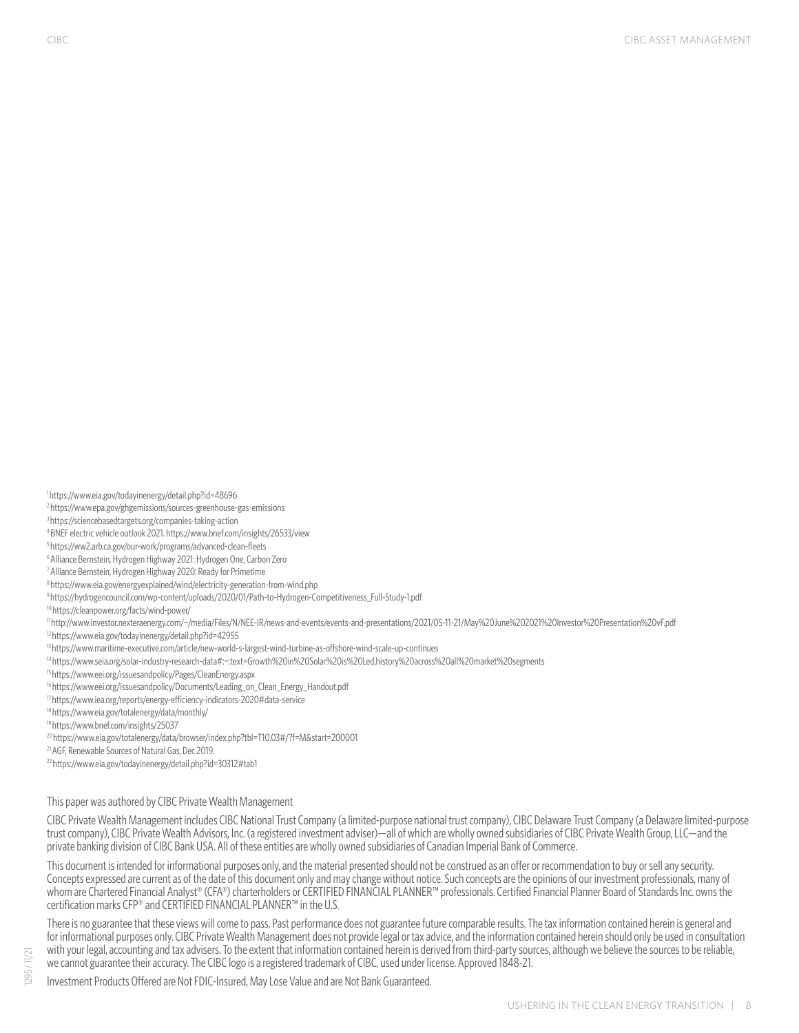[1] https://www.eia.gov/todayinenergy/detail.php?id=48696

[2] https://www.epa.gov/ghgemissions/sources-greenhouse-gas-emissions

[3] https://sciencebasedtargets.org/companies-taking-action

[4] BNEF electric vehicle outlook 2021. https://www.bnef.com/insights/26533/view

[5] https://ww2.arb.ca.gov/our-work/programs/advanced-clean-fleets

[6] Alliance Bernstein, Hydrogen Highway 2021: Hydrogen One, Carbon Zero

[7] Alliance Bernstein, Hydrogen Highway 2020: Ready for Primetime

[8] https://www.eia.gov/energyexplained/wind/electricity-generation-from-wind.php

[9] https://hydrogencouncil.com/wp-content/uploads/2020/01/Path-to-Hydrogen-Competitiveness_Full-Study-1.pdf

[10] https://cleanpower.org/facts/wind-power/

[11] http://www.investor.nexteraenergy.com/~/media/Files/N/NEE-IR/news-and-events/events-and-presentations/2021/05-11-21/May%20June%202021%20Investor%20Presentation%20vF.pdf

[12] https://www.eia.gov/todayinenergy/detail.php?id=42955

[13] https://www.maritime-executive.com/article/new-world-s-largest-wind-turbine-as-offshore-wind-scale-up-continues

[14] https://www.seia.org/solar-industry-research-data#:~:text=Growth%20in%20Solar%20is%20Led,history%20across%20all%20market%20segments

[15] https://www.eei.org/issuesandpolicy/Pages/CleanEnergy.aspx

[16] https://www.eei.org/issuesandpolicy/Documents/Leading_on_Clean_Energy_Handout.pdf

[17] https://www.iea.org/reports/energy-efficiency-indicators-2020#data-service

[18] https://www.eia.gov/totalenergy/data/monthly/

[19] https://www.bnef.com/insights/25037

[20] https://www.eia.gov/totalenergy/data/browser/index.php?tbl=T10.03#/?f=M&start=200001

[21] AGF, Renewable Sources of Natural Gas, Dec 2019.

[22] https://www.eia.gov/todayinenergy/detail.php?id=30312#tab1

This paper was authored by CIBC Private Wealth Management

CIBC Private Wealth Management includes CIBC National Trust Company (a limited-purpose national trust company), CIBC Delaware Trust Company (a Delaware limited-purpose trust company), CIBC Private Wealth Advisors, Inc. (a registered investment adviser)—all of which are wholly owned subsidiaries of CIBC Private Wealth Group, LLC—and the private banking division of CIBC Bank USA. All of these entities are wholly owned subsidiaries of Canadian Imperial Bank of Commerce.

This document is intended for informational purposes only, and the material presented should not be construed as an offer or recommendation to buy or sell any security. Concepts expressed are current as of the date of this document only and may change without notice. Such concepts are the opinions of our investment professionals, many of whom are Chartered Financial Analyst® (CFA®) charterholders or CERTIFIED FINANCIAL PLANNER™ professionals. Certified Financial Planner Board of Standards Inc. owns the certification marks CFP® and CERTIFIED FINANCIAL PLANNER™ in the U.S.

There is no guarantee that these views will come to pass. Past performance does not guarantee future comparable results. The tax information contained herein is general and for informational purposes only. CIBC Private Wealth Management does not provide legal or tax advice, and the information contained herein should only be used in consultation with your legal, accounting and tax advisers. To the extent that information contained herein is derived from third-party sources, although we believe the sources to be reliable, we cannot guarantee their accuracy. The CIBC logo is a registered trademark of CIBC, used under license. Approved 1848-21.

Investment Products Offered are Not FDIC-Insured, May Lose Value and are Not Bank Guaranteed.

1295/11/21